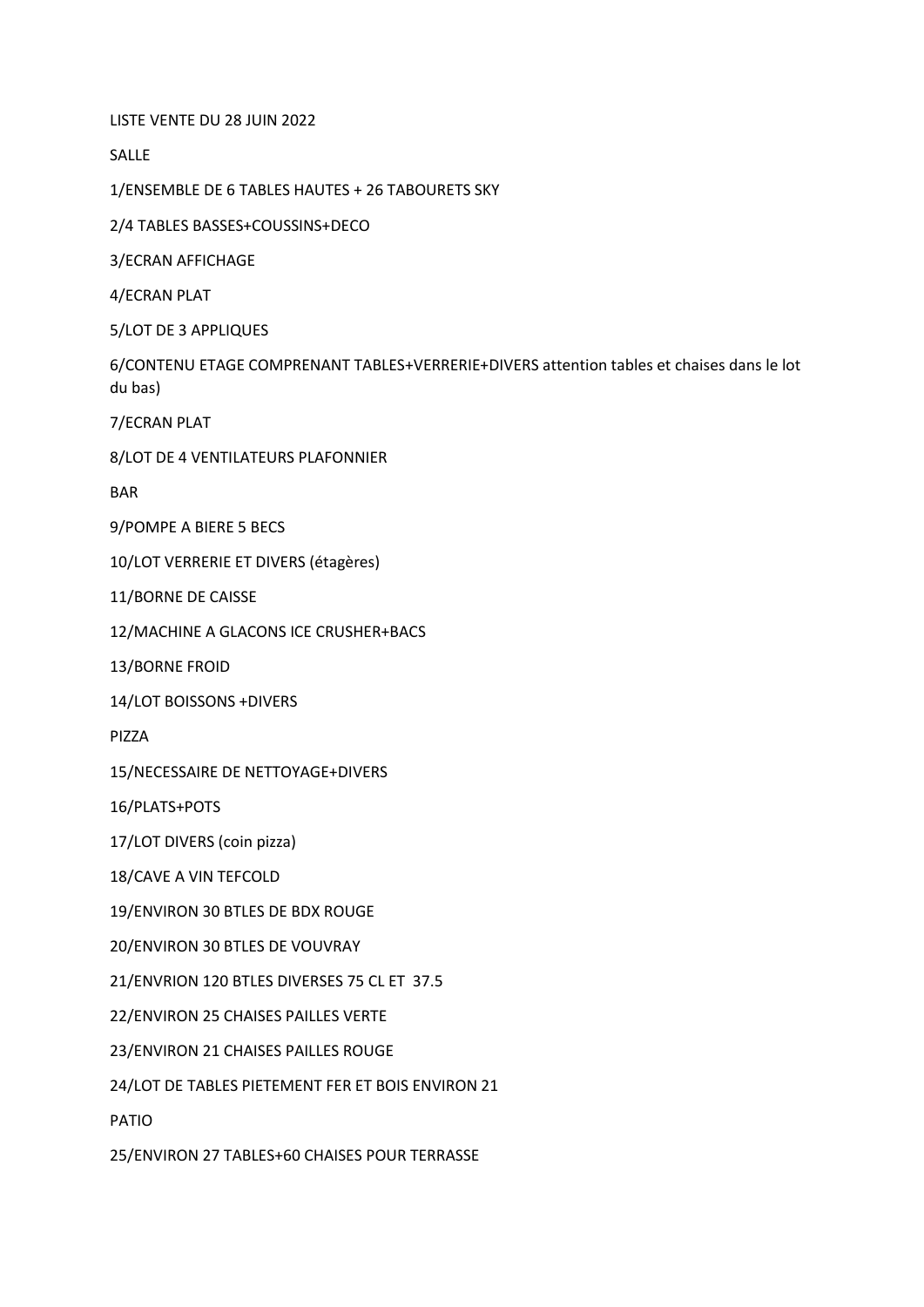LISTE VENTE DU 28 JUIN 2022

SALLE

1/ENSEMBLE DE 6 TABLES HAUTES + 26 TABOURETS SKY

2/4 TABLES BASSES+COUSSINS+DECO

3/ECRAN AFFICHAGE

4/ECRAN PLAT

5/LOT DE 3 APPLIQUES

6/CONTENU ETAGE COMPRENANT TABLES+VERRERIE+DIVERS attention tables et chaises dans le lot du bas)

7/ECRAN PLAT

8/LOT DE 4 VENTILATEURS PLAFONNIER

BAR

9/POMPE A BIERE 5 BECS

10/LOT VERRERIE ET DIVERS (étagères)

11/BORNE DE CAISSE

12/MACHINE A GLACONS ICE CRUSHER+BACS

13/BORNE FROID

14/LOT BOISSONS +DIVERS

PIZZA

15/NECESSAIRE DE NETTOYAGE+DIVERS

16/PLATS+POTS

17/LOT DIVERS (coin pizza)

18/CAVE A VIN TEFCOLD

19/ENVIRON 30 BTLES DE BDX ROUGE

20/ENVIRON 30 BTLES DE VOUVRAY

21/ENVRION 120 BTLES DIVERSES 75 CL ET 37.5

22/ENVIRON 25 CHAISES PAILLES VERTE

23/ENVIRON 21 CHAISES PAILLES ROUGE

24/LOT DE TABLES PIETEMENT FER ET BOIS ENVIRON 21

PATIO

25/ENVIRON 27 TABLES+60 CHAISES POUR TERRASSE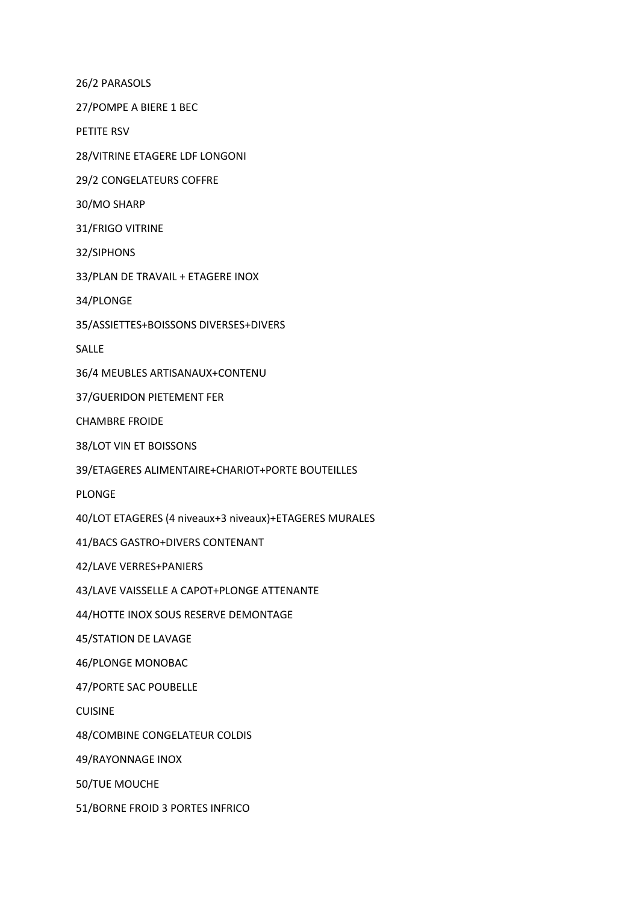26/2 PARASOLS

27/POMPE A BIERE 1 BEC

PETITE RSV

28/VITRINE ETAGERE LDF LONGONI

29/2 CONGELATEURS COFFRE

30/MO SHARP

31/FRIGO VITRINE

32/SIPHONS

33/PLAN DE TRAVAIL + ETAGERE INOX

34/PLONGE

35/ASSIETTES+BOISSONS DIVERSES+DIVERS

SALLE

36/4 MEUBLES ARTISANAUX+CONTENU

37/GUERIDON PIETEMENT FER

CHAMBRE FROIDE

38/LOT VIN ET BOISSONS

39/ETAGERES ALIMENTAIRE+CHARIOT+PORTE BOUTEILLES

PLONGE

40/LOT ETAGERES (4 niveaux+3 niveaux)+ETAGERES MURALES

41/BACS GASTRO+DIVERS CONTENANT

42/LAVE VERRES+PANIERS

43/LAVE VAISSELLE A CAPOT+PLONGE ATTENANTE

44/HOTTE INOX SOUS RESERVE DEMONTAGE

45/STATION DE LAVAGE

46/PLONGE MONOBAC

47/PORTE SAC POUBELLE

CUISINE

48/COMBINE CONGELATEUR COLDIS

49/RAYONNAGE INOX

50/TUE MOUCHE

51/BORNE FROID 3 PORTES INFRICO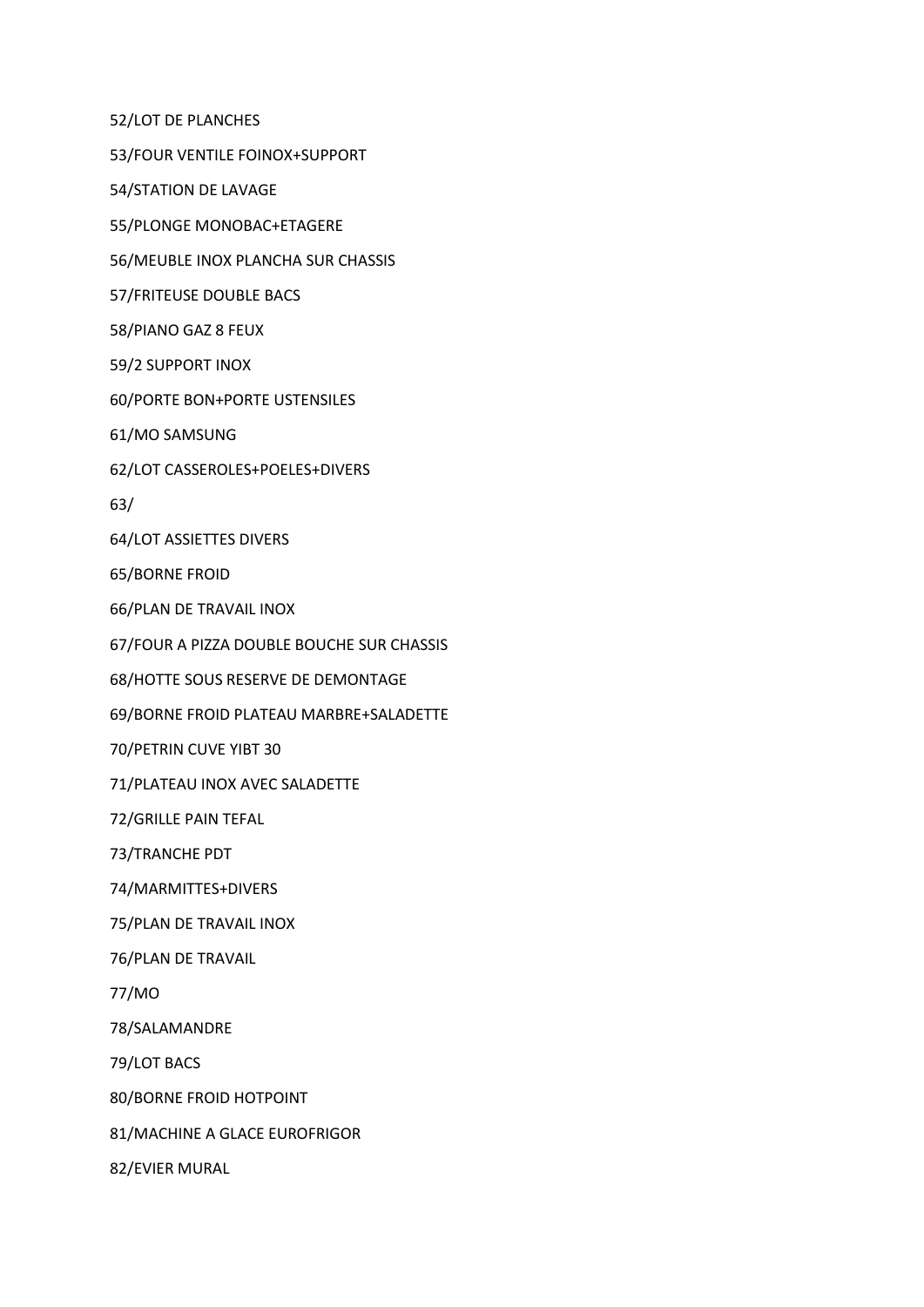52/LOT DE PLANCHES

53/FOUR VENTILE FOINOX+SUPPORT

54/STATION DE LAVAGE

55/PLONGE MONOBAC+ETAGERE

56/MEUBLE INOX PLANCHA SUR CHASSIS

57/FRITEUSE DOUBLE BACS

58/PIANO GAZ 8 FEUX

59/2 SUPPORT INOX

60/PORTE BON+PORTE USTENSILES

61/MO SAMSUNG

62/LOT CASSEROLES+POELES+DIVERS

63/

64/LOT ASSIETTES DIVERS

65/BORNE FROID

66/PLAN DE TRAVAIL INOX

67/FOUR A PIZZA DOUBLE BOUCHE SUR CHASSIS

68/HOTTE SOUS RESERVE DE DEMONTAGE

69/BORNE FROID PLATEAU MARBRE+SALADETTE

70/PETRIN CUVE YIBT 30

71/PLATEAU INOX AVEC SALADETTE

72/GRILLE PAIN TEFAL

73/TRANCHE PDT

74/MARMITTES+DIVERS

75/PLAN DE TRAVAIL INOX

76/PLAN DE TRAVAIL

77/MO

78/SALAMANDRE

79/LOT BACS

80/BORNE FROID HOTPOINT

81/MACHINE A GLACE EUROFRIGOR

82/EVIER MURAL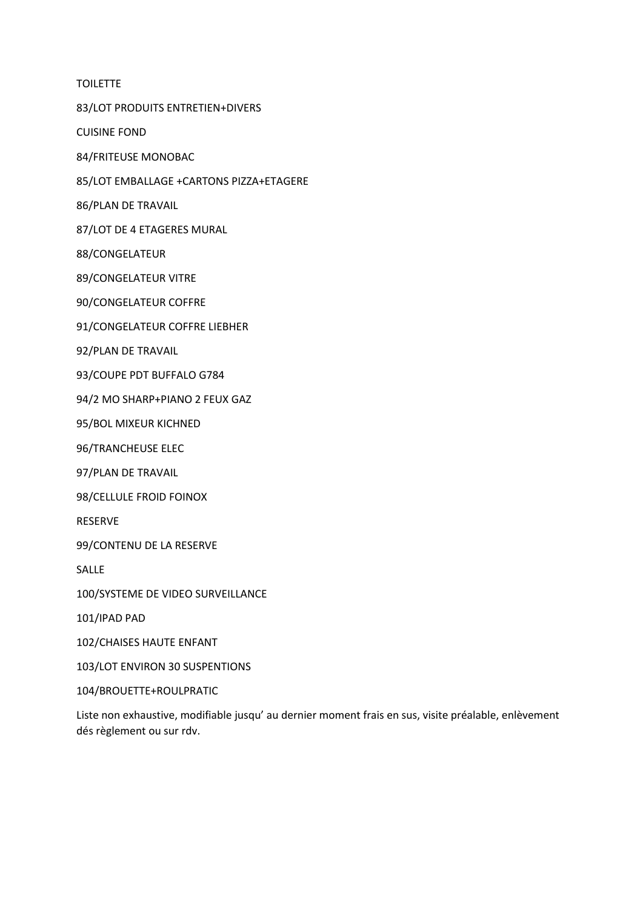TOILETTE

83/LOT PRODUITS ENTRETIEN+DIVERS

CUISINE FOND

84/FRITEUSE MONOBAC

85/LOT EMBALLAGE +CARTONS PIZZA+ETAGERE

86/PLAN DE TRAVAIL

87/LOT DE 4 ETAGERES MURAL

88/CONGELATEUR

89/CONGELATEUR VITRE

90/CONGELATEUR COFFRE

91/CONGELATEUR COFFRE LIEBHER

92/PLAN DE TRAVAIL

93/COUPE PDT BUFFALO G784

94/2 MO SHARP+PIANO 2 FEUX GAZ

95/BOL MIXEUR KICHNED

96/TRANCHEUSE ELEC

97/PLAN DE TRAVAIL

98/CELLULE FROID FOINOX

RESERVE

99/CONTENU DE LA RESERVE

SALLE

100/SYSTEME DE VIDEO SURVEILLANCE

101/IPAD PAD

102/CHAISES HAUTE ENFANT

103/LOT ENVIRON 30 SUSPENTIONS

104/BROUETTE+ROULPRATIC

Liste non exhaustive, modifiable jusqu' au dernier moment frais en sus, visite préalable, enlèvement dés règlement ou sur rdv.